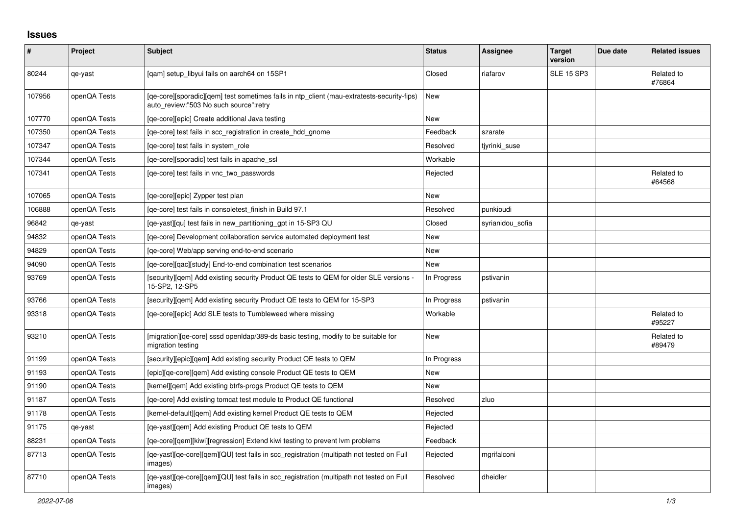# Issues

| # | Project | Subject | Status | Assignee | Target version | Due date | Related issues |
|---|---|---|---|---|---|---|---|
| 80244 | qe-yast | [qam] setup_libyui fails on aarch64 on 15SP1 | Closed | riafarov | SLE 15 SP3 | | Related to #76864 |
| 107956 | openQA Tests | [qe-core][sporadic][qem] test sometimes fails in ntp_client (mau-extratests-security-fips) auto_review:"503 No such source":retry | New | | | | |
| 107770 | openQA Tests | [qe-core][epic] Create additional Java testing | New | | | | |
| 107350 | openQA Tests | [qe-core] test fails in scc_registration in create_hdd_gnome | Feedback | szarate | | | |
| 107347 | openQA Tests | [qe-core] test fails in system_role | Resolved | tjyrinki_suse | | | |
| 107344 | openQA Tests | [qe-core][sporadic] test fails in apache_ssl | Workable | | | | |
| 107341 | openQA Tests | [qe-core] test fails in vnc_two_passwords | Rejected | | | | Related to #64568 |
| 107065 | openQA Tests | [qe-core][epic] Zypper test plan | New | | | | |
| 106888 | openQA Tests | [qe-core] test fails in consoletest_finish in Build 97.1 | Resolved | punkioudi | | | |
| 96842 | qe-yast | [qe-yast][qu] test fails in new_partitioning_gpt in 15-SP3 QU | Closed | syrianidou_sofia | | | |
| 94832 | openQA Tests | [qe-core] Development collaboration service automated deployment test | New | | | | |
| 94829 | openQA Tests | [qe-core] Web/app serving end-to-end scenario | New | | | | |
| 94090 | openQA Tests | [qe-core][qac][study] End-to-end combination test scenarios | New | | | | |
| 93769 | openQA Tests | [security][qem] Add existing security Product QE tests to QEM for older SLE versions - 15-SP2, 12-SP5 | In Progress | pstivanin | | | |
| 93766 | openQA Tests | [security][qem] Add existing security Product QE tests to QEM for 15-SP3 | In Progress | pstivanin | | | |
| 93318 | openQA Tests | [qe-core][epic] Add SLE tests to Tumbleweed where missing | Workable | | | | Related to #95227 |
| 93210 | openQA Tests | [migration][qe-core] sssd openldap/389-ds basic testing, modify to be suitable for migration testing | New | | | | Related to #89479 |
| 91199 | openQA Tests | [security][epic][qem] Add existing security Product QE tests to QEM | In Progress | | | | |
| 91193 | openQA Tests | [epic][qe-core][qem] Add existing console Product QE tests to QEM | New | | | | |
| 91190 | openQA Tests | [kernel][qem] Add existing btrfs-progs Product QE tests to QEM | New | | | | |
| 91187 | openQA Tests | [qe-core] Add existing tomcat test module to Product QE functional | Resolved | zluo | | | |
| 91178 | openQA Tests | [kernel-default][qem] Add existing kernel Product QE tests to QEM | Rejected | | | | |
| 91175 | qe-yast | [qe-yast][qem] Add existing Product QE tests to QEM | Rejected | | | | |
| 88231 | openQA Tests | [qe-core][qem][kiwi][regression] Extend kiwi testing to prevent lvm problems | Feedback | | | | |
| 87713 | openQA Tests | [qe-yast][qe-core][qem][QU] test fails in scc_registration (multipath not tested on Full images) | Rejected | mgrifalconi | | | |
| 87710 | openQA Tests | [qe-yast][qe-core][qem][QU] test fails in scc_registration (multipath not tested on Full images) | Resolved | dheidler | | | |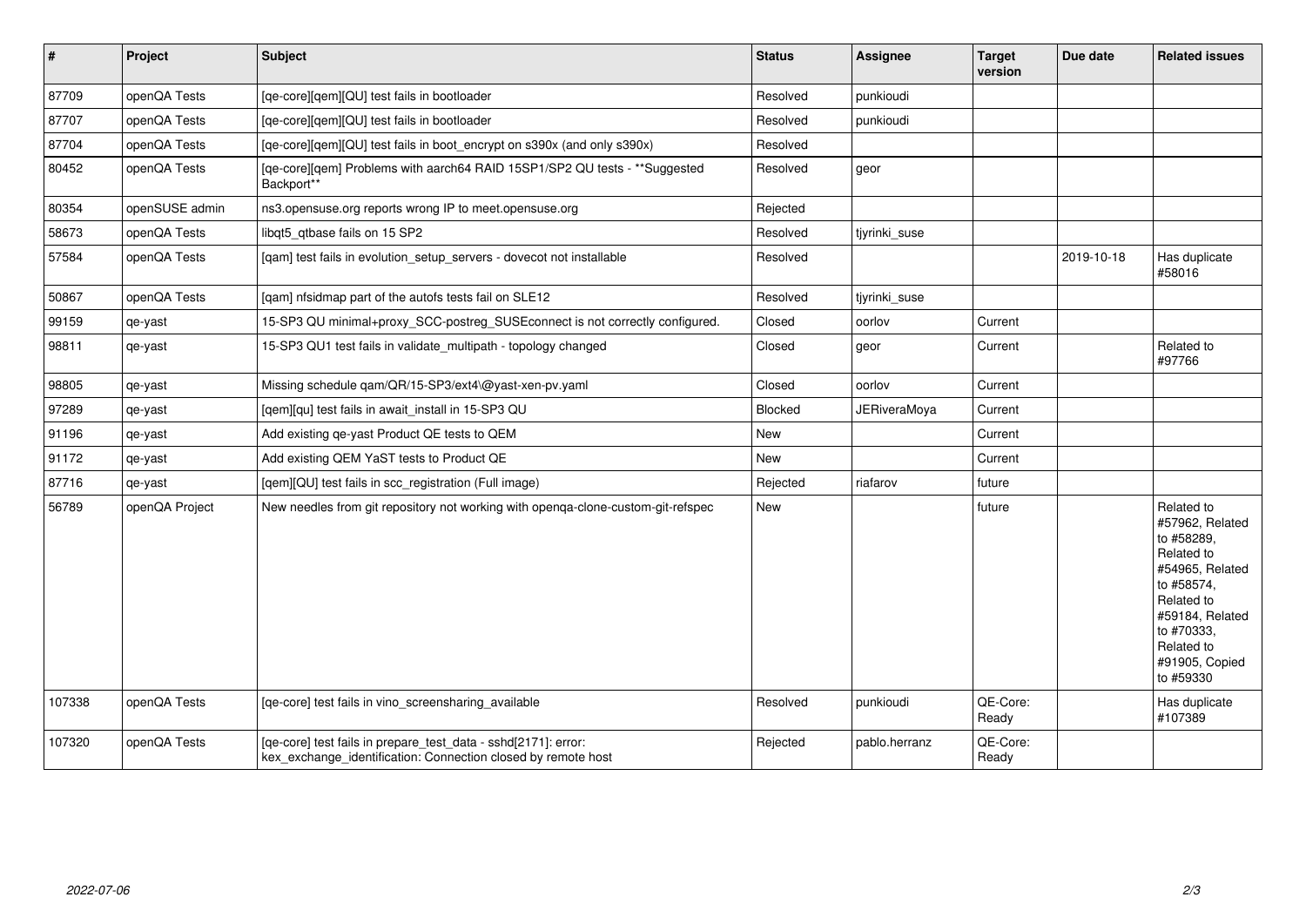| # | Project | Subject | Status | Assignee | Target version | Due date | Related issues |
|---|---|---|---|---|---|---|---|
| 87709 | openQA Tests | [qe-core][qem][QU] test fails in bootloader | Resolved | punkioudi | | | |
| 87707 | openQA Tests | [qe-core][qem][QU] test fails in bootloader | Resolved | punkioudi | | | |
| 87704 | openQA Tests | [qe-core][qem][QU] test fails in boot_encrypt on s390x (and only s390x) | Resolved | | | | |
| 80452 | openQA Tests | [qe-core][qem] Problems with aarch64 RAID 15SP1/SP2 QU tests - **Suggested Backport** | Resolved | geor | | | |
| 80354 | openSUSE admin | ns3.opensuse.org reports wrong IP to meet.opensuse.org | Rejected | | | | |
| 58673 | openQA Tests | libqt5_qtbase fails on 15 SP2 | Resolved | tjyrinki_suse | | | |
| 57584 | openQA Tests | [qam] test fails in evolution_setup_servers - dovecot not installable | Resolved | | | 2019-10-18 | Has duplicate #58016 |
| 50867 | openQA Tests | [qam] nfsidmap part of the autofs tests fail on SLE12 | Resolved | tjyrinki_suse | | | |
| 99159 | qe-yast | 15-SP3 QU minimal+proxy_SCC-postreg_SUSEconnect is not correctly configured. | Closed | oorlov | Current | | |
| 98811 | qe-yast | 15-SP3 QU1 test fails in validate_multipath - topology changed | Closed | geor | Current | | Related to #97766 |
| 98805 | qe-yast | Missing schedule qam/QR/15-SP3/ext4\@yast-xen-pv.yaml | Closed | oorlov | Current | | |
| 97289 | qe-yast | [qem][qu] test fails in await_install in 15-SP3 QU | Blocked | JERiveraMoya | Current | | |
| 91196 | qe-yast | Add existing qe-yast Product QE tests to QEM | New | | Current | | |
| 91172 | qe-yast | Add existing QEM YaST tests to Product QE | New | | Current | | |
| 87716 | qe-yast | [qem][QU] test fails in scc_registration (Full image) | Rejected | riafarov | future | | |
| 56789 | openQA Project | New needles from git repository not working with openqa-clone-custom-git-refspec | New | | future | | Related to #57962, Related to #58289, Related to #54965, Related to #58574, Related to #59184, Related to #70333, Related to #91905, Copied to #59330 |
| 107338 | openQA Tests | [qe-core] test fails in vino_screensharing_available | Resolved | punkioudi | QE-Core: Ready | | Has duplicate #107389 |
| 107320 | openQA Tests | [qe-core] test fails in prepare_test_data - sshd[2171]: error: kex_exchange_identification: Connection closed by remote host | Rejected | pablo.herranz | QE-Core: Ready | | |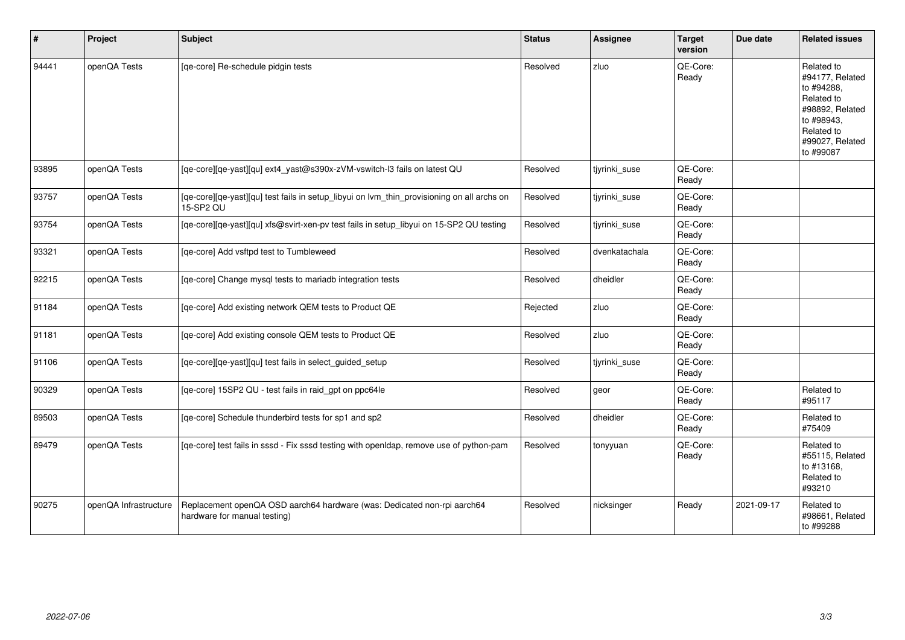| # | Project | Subject | Status | Assignee | Target version | Due date | Related issues |
|---|---|---|---|---|---|---|---|
| 94441 | openQA Tests | [qe-core] Re-schedule pidgin tests | Resolved | zluo | QE-Core: Ready | | Related to #94177, Related to #94288, Related to #98892, Related to #98943, Related to #99027, Related to #99087 |
| 93895 | openQA Tests | [qe-core][qe-yast][qu] ext4_yast@s390x-zVM-vswitch-l3 fails on latest QU | Resolved | tjyrinki_suse | QE-Core: Ready | | |
| 93757 | openQA Tests | [qe-core][qe-yast][qu] test fails in setup_libyui on lvm_thin_provisioning on all archs on 15-SP2 QU | Resolved | tjyrinki_suse | QE-Core: Ready | | |
| 93754 | openQA Tests | [qe-core][qe-yast][qu] xfs@svirt-xen-pv test fails in setup_libyui on 15-SP2 QU testing | Resolved | tjyrinki_suse | QE-Core: Ready | | |
| 93321 | openQA Tests | [qe-core] Add vsftpd test to Tumbleweed | Resolved | dvenkatachala | QE-Core: Ready | | |
| 92215 | openQA Tests | [qe-core] Change mysql tests to mariadb integration tests | Resolved | dheidler | QE-Core: Ready | | |
| 91184 | openQA Tests | [qe-core] Add existing network QEM tests to Product QE | Rejected | zluo | QE-Core: Ready | | |
| 91181 | openQA Tests | [qe-core] Add existing console QEM tests to Product QE | Resolved | zluo | QE-Core: Ready | | |
| 91106 | openQA Tests | [qe-core][qe-yast][qu] test fails in select_guided_setup | Resolved | tjyrinki_suse | QE-Core: Ready | | |
| 90329 | openQA Tests | [qe-core] 15SP2 QU - test fails in raid_gpt on ppc64le | Resolved | geor | QE-Core: Ready | | Related to #95117 |
| 89503 | openQA Tests | [qe-core] Schedule thunderbird tests for sp1 and sp2 | Resolved | dheidler | QE-Core: Ready | | Related to #75409 |
| 89479 | openQA Tests | [qe-core] test fails in sssd - Fix sssd testing with openldap, remove use of python-pam | Resolved | tonyyuan | QE-Core: Ready | | Related to #55115, Related to #13168, Related to #93210 |
| 90275 | openQA Infrastructure | Replacement openQA OSD aarch64 hardware (was: Dedicated non-rpi aarch64 hardware for manual testing) | Resolved | nicksinger | Ready | 2021-09-17 | Related to #98661, Related to #99288 |

*2022-07-06*